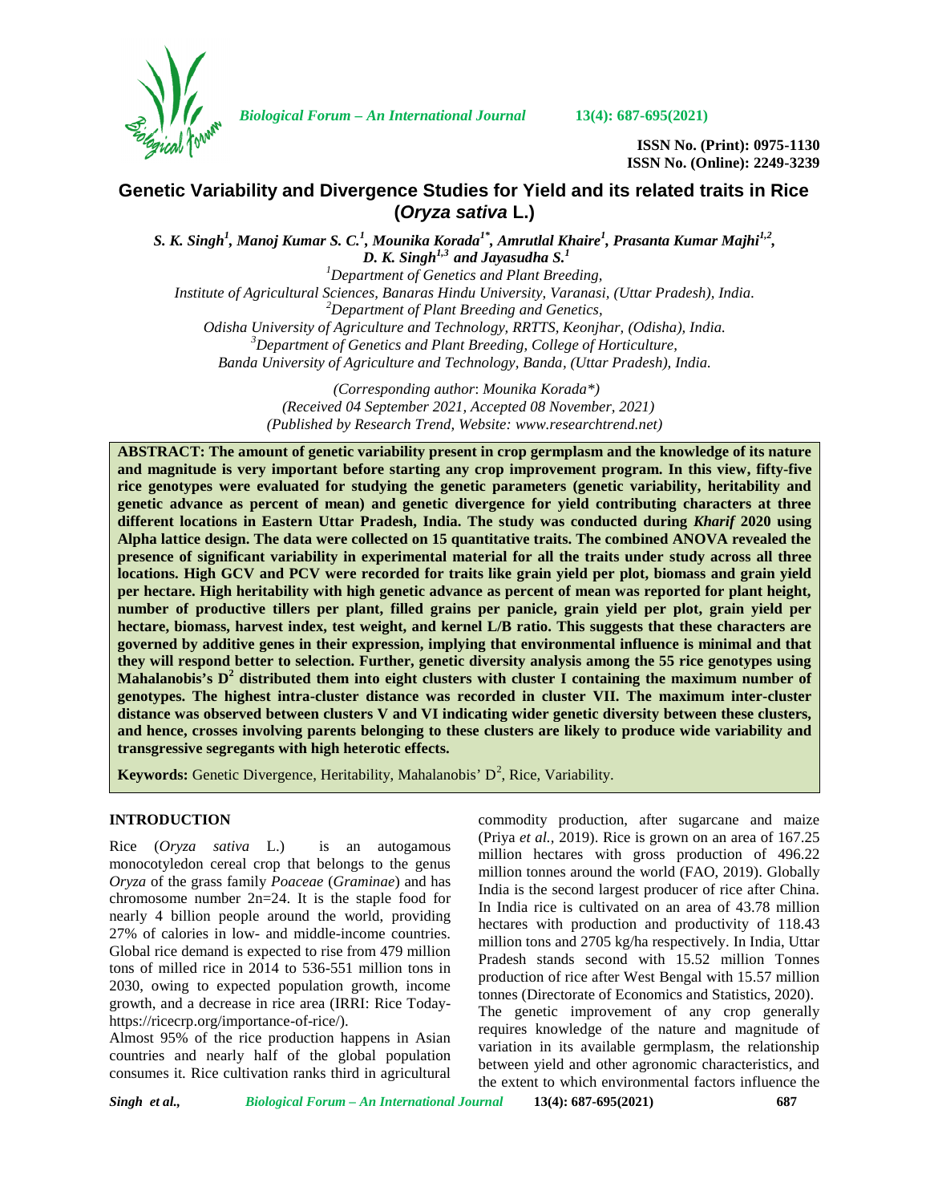**ISSN No. (Print): 0975-1130**
**ISSN No. (Online): 2249-3239**

# Genetic Variability and Divergence Studies for Yield and its related traits in Rice (*Oryza sativa* L.)

***S. K. Singh[1], Manoj Kumar S. C.[1], Mounika Korada[1*], Amrutlal Khaire[1], Prasanta Kumar Majhi[1,2], D. K. Singh[1,3] and Jayasudha S.[1]***

*[1]Department of Genetics and Plant Breeding,*
*Institute of Agricultural Sciences, Banaras Hindu University, Varanasi, (Uttar Pradesh), India.*
*[2]Department of Plant Breeding and Genetics,*
*Odisha University of Agriculture and Technology, RRTTS, Keonjhar, (Odisha), India.*
*[3]Department of Genetics and Plant Breeding, College of Horticulture,*
*Banda University of Agriculture and Technology, Banda, (Uttar Pradesh), India.*

*(Corresponding author: Mounika Korada\*)*
*(Received 04 September 2021, Accepted 08 November, 2021)*
*(Published by Research Trend, Website: www.researchtrend.net)*

**ABSTRACT: The amount of genetic variability present in crop germplasm and the knowledge of its nature and magnitude is very important before starting any crop improvement program. In this view, fifty-five rice genotypes were evaluated for studying the genetic parameters (genetic variability, heritability and genetic advance as percent of mean) and genetic divergence for yield contributing characters at three different locations in Eastern Uttar Pradesh, India. The study was conducted during *Kharif* 2020 using Alpha lattice design. The data were collected on 15 quantitative traits. The combined ANOVA revealed the presence of significant variability in experimental material for all the traits under study across all three locations. High GCV and PCV were recorded for traits like grain yield per plot, biomass and grain yield per hectare. High heritability with high genetic advance as percent of mean was reported for plant height, number of productive tillers per plant, filled grains per panicle, grain yield per plot, grain yield per hectare, biomass, harvest index, test weight, and kernel L/B ratio. This suggests that these characters are governed by additive genes in their expression, implying that environmental influence is minimal and that they will respond better to selection. Further, genetic diversity analysis among the 55 rice genotypes using Mahalanobis's $D^2$ distributed them into eight clusters with cluster I containing the maximum number of genotypes. The highest intra-cluster distance was recorded in cluster VII. The maximum inter-cluster distance was observed between clusters V and VI indicating wider genetic diversity between these clusters, and hence, crosses involving parents belonging to these clusters are likely to produce wide variability and transgressive segregants with high heterotic effects.**

**Keywords:** Genetic Divergence, Heritability, Mahalanobis' $D^2$, Rice, Variability.

## INTRODUCTION

Rice (*Oryza sativa* L.) is an autogamous monocotyledon cereal crop that belongs to the genus *Oryza* of the grass family *Poaceae* (*Graminae*) and has chromosome number 2n=24. It is the staple food for nearly 4 billion people around the world, providing 27% of calories in low- and middle-income countries. Global rice demand is expected to rise from 479 million tons of milled rice in 2014 to 536-551 million tons in 2030, owing to expected population growth, income growth, and a decrease in rice area (IRRI: Rice Today- https://ricecrp.org/importance-of-rice/).

Almost 95% of the rice production happens in Asian countries and nearly half of the global population consumes it. Rice cultivation ranks third in agricultural commodity production, after sugarcane and maize (Priya *et al.*, 2019). Rice is grown on an area of 167.25 million hectares with gross production of 496.22 million tonnes around the world (FAO, 2019). Globally India is the second largest producer of rice after China. In India rice is cultivated on an area of 43.78 million hectares with production and productivity of 118.43 million tons and 2705 kg/ha respectively. In India, Uttar Pradesh stands second with 15.52 million Tonnes production of rice after West Bengal with 15.57 million tonnes (Directorate of Economics and Statistics, 2020).

The genetic improvement of any crop generally requires knowledge of the nature and magnitude of variation in its available germplasm, the relationship between yield and other agronomic characteristics, and the extent to which environmental factors influence the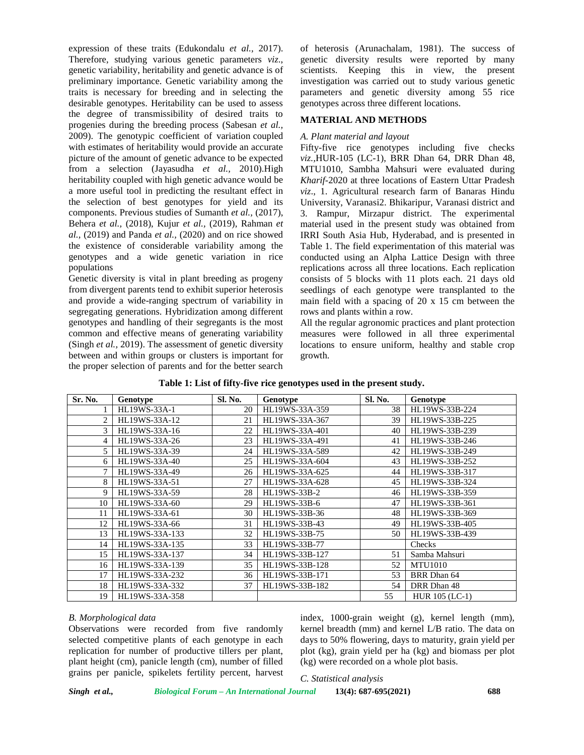expression of these traits (Edukondalu *et al.,* 2017). Therefore, studying various genetic parameters *viz*., genetic variability, heritability and genetic advance is of preliminary importance. Genetic variability among the traits is necessary for breeding and in selecting the desirable genotypes. Heritability can be used to assess the degree of transmissibility of desired traits to progenies during the breeding process (Sabesan *et al.,* 2009). The genotypic coefficient of variation coupled with estimates of heritability would provide an accurate picture of the amount of genetic advance to be expected from a selection (Jayasudha *et al.,* 2010).High heritability coupled with high genetic advance would be a more useful tool in predicting the resultant effect in the selection of best genotypes for yield and its components. Previous studies of Sumanth *et al.,* (2017), Behera *et al.,* (2018), Kujur *et al.,* (2019), Rahman *et al.,* (2019) and Panda *et al.,* (2020) and on rice showed the existence of considerable variability among the genotypes and a wide genetic variation in rice populations

Genetic diversity is vital in plant breeding as progeny from divergent parents tend to exhibit superior heterosis and provide a wide-ranging spectrum of variability in segregating generations. Hybridization among different genotypes and handling of their segregants is the most common and effective means of generating variability (Singh *et al.,* 2019). The assessment of genetic diversity between and within groups or clusters is important for the proper selection of parents and for the better search of heterosis (Arunachalam, 1981). The success of genetic diversity results were reported by many scientists. Keeping this in view, the present investigation was carried out to study various genetic parameters and genetic diversity among 55 rice genotypes across three different locations.

## MATERIAL AND METHODS

*A. Plant material and layout*

Fifty-five rice genotypes including five checks *viz.,*HUR-105 (LC-1), BRR Dhan 64, DRR Dhan 48, MTU1010, Sambha Mahsuri were evaluated during *Kharif*-2020 at three locations of Eastern Uttar Pradesh *viz*., 1. Agricultural research farm of Banaras Hindu University, Varanasi2. Bhikaripur, Varanasi district and 3. Rampur, Mirzapur district. The experimental material used in the present study was obtained from IRRI South Asia Hub, Hyderabad, and is presented in Table 1. The field experimentation of this material was conducted using an Alpha Lattice Design with three replications across all three locations. Each replication consists of 5 blocks with 11 plots each. 21 days old seedlings of each genotype were transplanted to the main field with a spacing of 20 x 15 cm between the rows and plants within a row.

All the regular agronomic practices and plant protection measures were followed in all three experimental locations to ensure uniform, healthy and stable crop growth.

**Table 1: List of fifty-five rice genotypes used in the present study.**

| Sr. No. | Genotype | Sl. No. | Genotype | Sl. No. | Genotype |
|---|---|---|---|---|---|
| 1 | HL19WS-33A-1 | 20 | HL19WS-33A-359 | 38 | HL19WS-33B-224 |
| 2 | HL19WS-33A-12 | 21 | HL19WS-33A-367 | 39 | HL19WS-33B-225 |
| 3 | HL19WS-33A-16 | 22 | HL19WS-33A-401 | 40 | HL19WS-33B-239 |
| 4 | HL19WS-33A-26 | 23 | HL19WS-33A-491 | 41 | HL19WS-33B-246 |
| 5 | HL19WS-33A-39 | 24 | HL19WS-33A-589 | 42 | HL19WS-33B-249 |
| 6 | HL19WS-33A-40 | 25 | HL19WS-33A-604 | 43 | HL19WS-33B-252 |
| 7 | HL19WS-33A-49 | 26 | HL19WS-33A-625 | 44 | HL19WS-33B-317 |
| 8 | HL19WS-33A-51 | 27 | HL19WS-33A-628 | 45 | HL19WS-33B-324 |
| 9 | HL19WS-33A-59 | 28 | HL19WS-33B-2 | 46 | HL19WS-33B-359 |
| 10 | HL19WS-33A-60 | 29 | HL19WS-33B-6 | 47 | HL19WS-33B-361 |
| 11 | HL19WS-33A-61 | 30 | HL19WS-33B-36 | 48 | HL19WS-33B-369 |
| 12 | HL19WS-33A-66 | 31 | HL19WS-33B-43 | 49 | HL19WS-33B-405 |
| 13 | HL19WS-33A-133 | 32 | HL19WS-33B-75 | 50 | HL19WS-33B-439 |
| 14 | HL19WS-33A-135 | 33 | HL19WS-33B-77 | | Checks |
| 15 | HL19WS-33A-137 | 34 | HL19WS-33B-127 | 51 | Samba Mahsuri |
| 16 | HL19WS-33A-139 | 35 | HL19WS-33B-128 | 52 | MTU1010 |
| 17 | HL19WS-33A-232 | 36 | HL19WS-33B-171 | 53 | BRR Dhan 64 |
| 18 | HL19WS-33A-332 | 37 | HL19WS-33B-182 | 54 | DRR Dhan 48 |
| 19 | HL19WS-33A-358 | | | 55 | HUR 105 (LC-1) |

*B. Morphological data*

Observations were recorded from five randomly selected competitive plants of each genotype in each replication for number of productive tillers per plant, plant height (cm), panicle length (cm), number of filled grains per panicle, spikelets fertility percent, harvest index, 1000-grain weight (g), kernel length (mm), kernel breadth (mm) and kernel L/B ratio. The data on days to 50% flowering, days to maturity, grain yield per plot (kg), grain yield per ha (kg) and biomass per plot (kg) were recorded on a whole plot basis.

*C. Statistical analysis*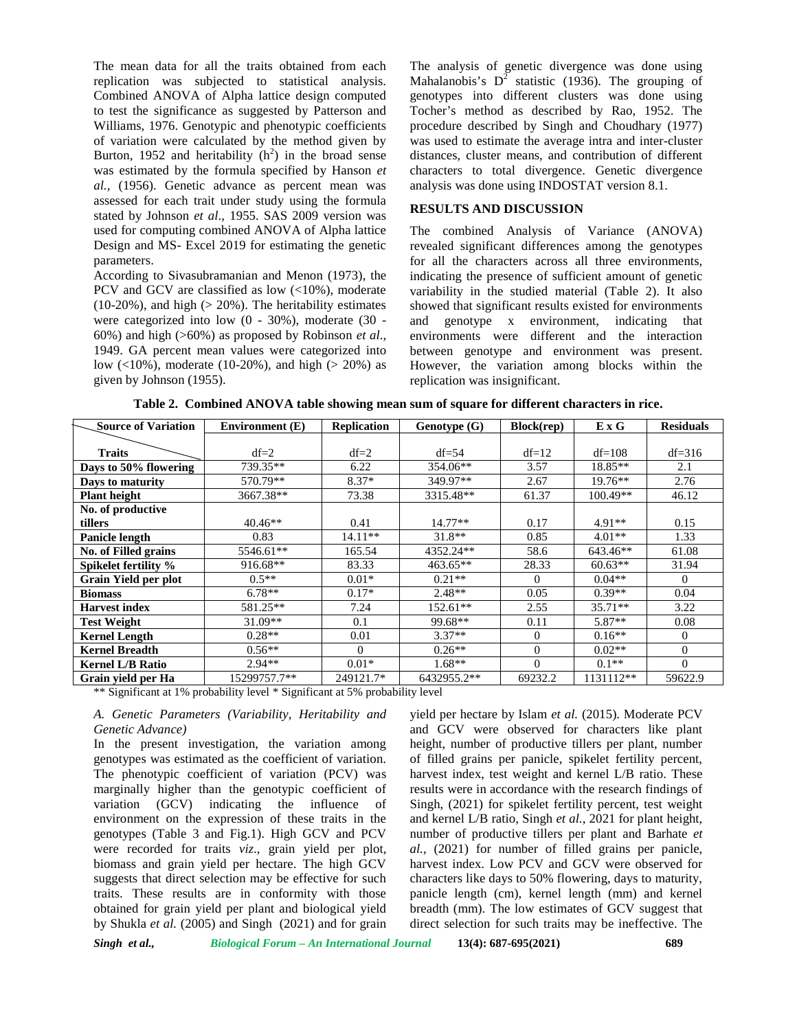The mean data for all the traits obtained from each replication was subjected to statistical analysis. Combined ANOVA of Alpha lattice design computed to test the significance as suggested by Patterson and Williams, 1976. Genotypic and phenotypic coefficients of variation were calculated by the method given by Burton, 1952 and heritability ($h^2$) in the broad sense was estimated by the formula specified by Hanson *et al.,* (1956). Genetic advance as percent mean was assessed for each trait under study using the formula stated by Johnson *et al*., 1955. SAS 2009 version was used for computing combined ANOVA of Alpha lattice Design and MS- Excel 2019 for estimating the genetic parameters.

According to Sivasubramanian and Menon (1973), the PCV and GCV are classified as low (<10%), moderate (10-20%), and high (> 20%). The heritability estimates were categorized into low (0 - 30%), moderate (30 - 60%) and high (>60%) as proposed by Robinson *et al*., 1949. GA percent mean values were categorized into low (<10%), moderate (10-20%), and high (> 20%) as given by Johnson (1955).

The analysis of genetic divergence was done using Mahalanobis's $D^2$ statistic (1936). The grouping of genotypes into different clusters was done using Tocher's method as described by Rao, 1952. The procedure described by Singh and Choudhary (1977) was used to estimate the average intra and inter-cluster distances, cluster means, and contribution of different characters to total divergence. Genetic divergence analysis was done using INDOSTAT version 8.1.

## RESULTS AND DISCUSSION

The combined Analysis of Variance (ANOVA) revealed significant differences among the genotypes for all the characters across all three environments, indicating the presence of sufficient amount of genetic variability in the studied material (Table 2). It also showed that significant results existed for environments and genotype x environment, indicating that environments were different and the interaction between genotype and environment was present. However, the variation among blocks within the replication was insignificant.

**Table 2. Combined ANOVA table showing mean sum of square for different characters in rice.**

| Source of Variation / Traits | Environment (E) | Replication | Genotype (G) | Block(rep) | E x G | Residuals |
|---|---|---|---|---|---|---|
| | df=2 | df=2 | df=54 | df=12 | df=108 | df=316 |
| **Days to 50% flowering** | 739.35** | 6.22 | 354.06** | 3.57 | 18.85** | 2.1 |
| **Days to maturity** | 570.79** | 8.37* | 349.97** | 2.67 | 19.76** | 2.76 |
| **Plant height** | 3667.38** | 73.38 | 3315.48** | 61.37 | 100.49** | 46.12 |
| **No. of productive tillers** | 40.46** | 0.41 | 14.77** | 0.17 | 4.91** | 0.15 |
| **Panicle length** | 0.83 | 14.11** | 31.8** | 0.85 | 4.01** | 1.33 |
| **No. of Filled grains** | 5546.61** | 165.54 | 4352.24** | 58.6 | 643.46** | 61.08 |
| **Spikelet fertility %** | 916.68** | 83.33 | 463.65** | 28.33 | 60.63** | 31.94 |
| **Grain Yield per plot** | 0.5** | 0.01* | 0.21** | 0 | 0.04** | 0 |
| **Biomass** | 6.78** | 0.17* | 2.48** | 0.05 | 0.39** | 0.04 |
| **Harvest index** | 581.25** | 7.24 | 152.61** | 2.55 | 35.71** | 3.22 |
| **Test Weight** | 31.09** | 0.1 | 99.68** | 0.11 | 5.87** | 0.08 |
| **Kernel Length** | 0.28** | 0.01 | 3.37** | 0 | 0.16** | 0 |
| **Kernel Breadth** | 0.56** | 0 | 0.26** | 0 | 0.02** | 0 |
| **Kernel L/B Ratio** | 2.94** | 0.01* | 1.68** | 0 | 0.1** | 0 |
| **Grain yield per Ha** | 15299757.7** | 249121.7* | 6432955.2** | 69232.2 | 1131112** | 59622.9 |

** Significant at 1% probability level * Significant at 5% probability level

### *A. Genetic Parameters (Variability, Heritability and Genetic Advance)*

In the present investigation, the variation among genotypes was estimated as the coefficient of variation. The phenotypic coefficient of variation (PCV) was marginally higher than the genotypic coefficient of variation (GCV) indicating the influence of environment on the expression of these traits in the genotypes (Table 3 and Fig.1). High GCV and PCV were recorded for traits *viz*., grain yield per plot, biomass and grain yield per hectare. The high GCV suggests that direct selection may be effective for such traits. These results are in conformity with those obtained for grain yield per plant and biological yield by Shukla *et al.* (2005) and Singh (2021) and for grain yield per hectare by Islam *et al.* (2015). Moderate PCV and GCV were observed for characters like plant height, number of productive tillers per plant, number of filled grains per panicle, spikelet fertility percent, harvest index, test weight and kernel L/B ratio. These results were in accordance with the research findings of Singh, (2021) for spikelet fertility percent, test weight and kernel L/B ratio, Singh *et al.*, 2021 for plant height, number of productive tillers per plant and Barhate *et al.*, (2021) for number of filled grains per panicle, harvest index. Low PCV and GCV were observed for characters like days to 50% flowering, days to maturity, panicle length (cm), kernel length (mm) and kernel breadth (mm). The low estimates of GCV suggest that direct selection for such traits may be ineffective. The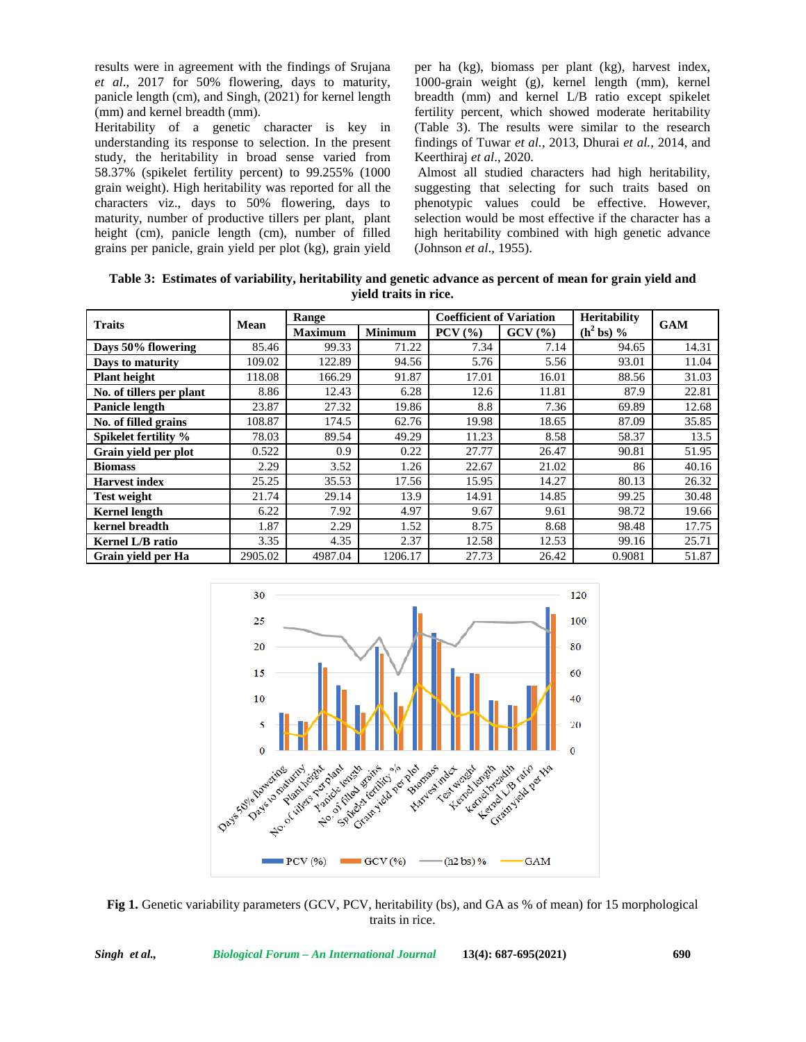results were in agreement with the findings of Srujana *et al*., 2017 for 50% flowering, days to maturity, panicle length (cm), and Singh, (2021) for kernel length (mm) and kernel breadth (mm).

Heritability of a genetic character is key in understanding its response to selection. In the present study, the heritability in broad sense varied from 58.37% (spikelet fertility percent) to 99.255% (1000 grain weight). High heritability was reported for all the characters viz., days to 50% flowering, days to maturity, number of productive tillers per plant, plant height (cm), panicle length (cm), number of filled grains per panicle, grain yield per plot (kg), grain yield per ha (kg), biomass per plant (kg), harvest index, 1000-grain weight (g), kernel length (mm), kernel breadth (mm) and kernel L/B ratio except spikelet fertility percent, which showed moderate heritability (Table 3). The results were similar to the research findings of Tuwar *et al.*, 2013, Dhurai *et al.*, 2014, and Keerthiraj *et al*., 2020.

Almost all studied characters had high heritability, suggesting that selecting for such traits based on phenotypic values could be effective. However, selection would be most effective if the character has a high heritability combined with high genetic advance (Johnson *et al*., 1955).

**Table 3: Estimates of variability, heritability and genetic advance as percent of mean for grain yield and yield traits in rice.**

| Traits | Mean | Range | | Coefficient of Variation | | Heritability | GAM |
|---|---|---|---|---|---|---|---|
| | | Maximum | Minimum | PCV (%) | GCV (%) | ($h^2$ bs) % | |
| **Days 50% flowering** | 85.46 | 99.33 | 71.22 | 7.34 | 7.14 | 94.65 | 14.31 |
| **Days to maturity** | 109.02 | 122.89 | 94.56 | 5.76 | 5.56 | 93.01 | 11.04 |
| **Plant height** | 118.08 | 166.29 | 91.87 | 17.01 | 16.01 | 88.56 | 31.03 |
| **No. of tillers per plant** | 8.86 | 12.43 | 6.28 | 12.6 | 11.81 | 87.9 | 22.81 |
| **Panicle length** | 23.87 | 27.32 | 19.86 | 8.8 | 7.36 | 69.89 | 12.68 |
| **No. of filled grains** | 108.87 | 174.5 | 62.76 | 19.98 | 18.65 | 87.09 | 35.85 |
| **Spikelet fertility %** | 78.03 | 89.54 | 49.29 | 11.23 | 8.58 | 58.37 | 13.5 |
| **Grain yield per plot** | 0.522 | 0.9 | 0.22 | 27.77 | 26.47 | 90.81 | 51.95 |
| **Biomass** | 2.29 | 3.52 | 1.26 | 22.67 | 21.02 | 86 | 40.16 |
| **Harvest index** | 25.25 | 35.53 | 17.56 | 15.95 | 14.27 | 80.13 | 26.32 |
| **Test weight** | 21.74 | 29.14 | 13.9 | 14.91 | 14.85 | 99.25 | 30.48 |
| **Kernel length** | 6.22 | 7.92 | 4.97 | 9.67 | 9.61 | 98.72 | 19.66 |
| **kernel breadth** | 1.87 | 2.29 | 1.52 | 8.75 | 8.68 | 98.48 | 17.75 |
| **Kernel L/B ratio** | 3.35 | 4.35 | 2.37 | 12.58 | 12.53 | 99.16 | 25.71 |
| **Grain yield per Ha** | 2905.02 | 4987.04 | 1206.17 | 27.73 | 26.42 | 0.9081 | 51.87 |

**Fig 1.** Genetic variability parameters (GCV, PCV, heritability (bs), and GA as % of mean) for 15 morphological traits in rice.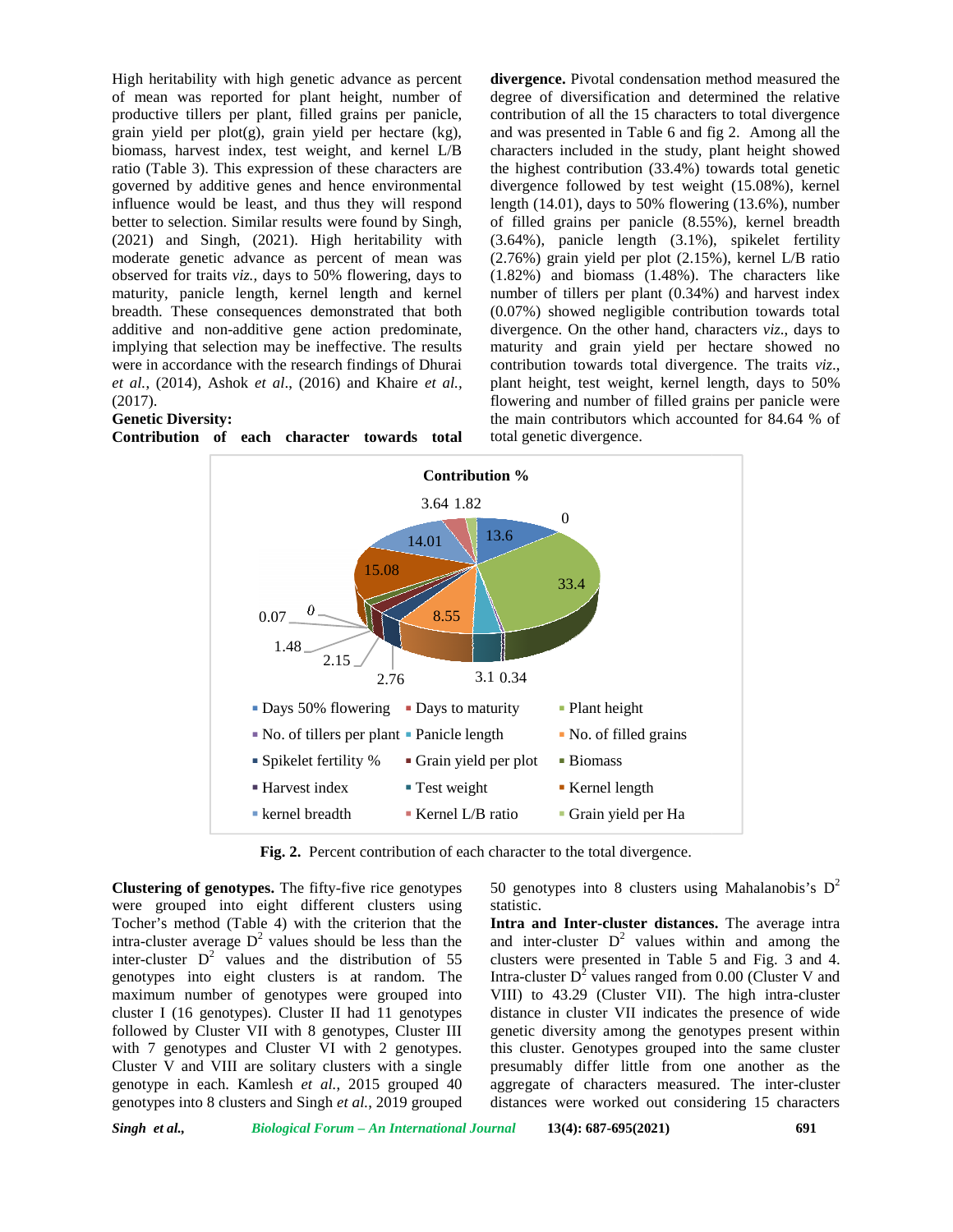High heritability with high genetic advance as percent of mean was reported for plant height, number of productive tillers per plant, filled grains per panicle, grain yield per plot(g), grain yield per hectare (kg), biomass, harvest index, test weight, and kernel L/B ratio (Table 3). This expression of these characters are governed by additive genes and hence environmental influence would be least, and thus they will respond better to selection. Similar results were found by Singh, (2021) and Singh, (2021). High heritability with moderate genetic advance as percent of mean was observed for traits *viz.,* days to 50% flowering, days to maturity, panicle length, kernel length and kernel breadth. These consequences demonstrated that both additive and non-additive gene action predominate, implying that selection may be ineffective. The results were in accordance with the research findings of Dhurai *et al.,* (2014), Ashok *et al*., (2016) and Khaire *et al.,* (2017).

**Genetic Diversity:**

**Contribution of each character towards total divergence.** Pivotal condensation method measured the degree of diversification and determined the relative contribution of all the 15 characters to total divergence and was presented in Table 6 and fig 2. Among all the characters included in the study, plant height showed the highest contribution (33.4%) towards total genetic divergence followed by test weight (15.08%), kernel length (14.01), days to 50% flowering (13.6%), number of filled grains per panicle (8.55%), kernel breadth (3.64%), panicle length (3.1%), spikelet fertility (2.76%) grain yield per plot (2.15%), kernel L/B ratio (1.82%) and biomass (1.48%). The characters like number of tillers per plant (0.34%) and harvest index (0.07%) showed negligible contribution towards total divergence. On the other hand, characters *viz.,* days to maturity and grain yield per hectare showed no contribution towards total divergence. The traits *viz.,* plant height, test weight, kernel length, days to 50% flowering and number of filled grains per panicle were the main contributors which accounted for 84.64 % of total genetic divergence.

**Fig. 2.** Percent contribution of each character to the total divergence.

**Clustering of genotypes.** The fifty-five rice genotypes were grouped into eight different clusters using Tocher's method (Table 4) with the criterion that the intra-cluster average $D^2$ values should be less than the inter-cluster $D^2$ values and the distribution of 55 genotypes into eight clusters is at random. The maximum number of genotypes were grouped into cluster I (16 genotypes). Cluster II had 11 genotypes followed by Cluster VII with 8 genotypes, Cluster III with 7 genotypes and Cluster VI with 2 genotypes. Cluster V and VIII are solitary clusters with a single genotype in each. Kamlesh *et al.,* 2015 grouped 40 genotypes into 8 clusters and Singh *et al.,* 2019 grouped 50 genotypes into 8 clusters using Mahalanobis's $D^2$ statistic.

**Intra and Inter-cluster distances.** The average intra and inter-cluster $D^2$ values within and among the clusters were presented in Table 5 and Fig. 3 and 4. Intra-cluster $D^2$ values ranged from 0.00 (Cluster V and VIII) to 43.29 (Cluster VII). The high intra-cluster distance in cluster VII indicates the presence of wide genetic diversity among the genotypes present within this cluster. Genotypes grouped into the same cluster presumably differ little from one another as the aggregate of characters measured. The inter-cluster distances were worked out considering 15 characters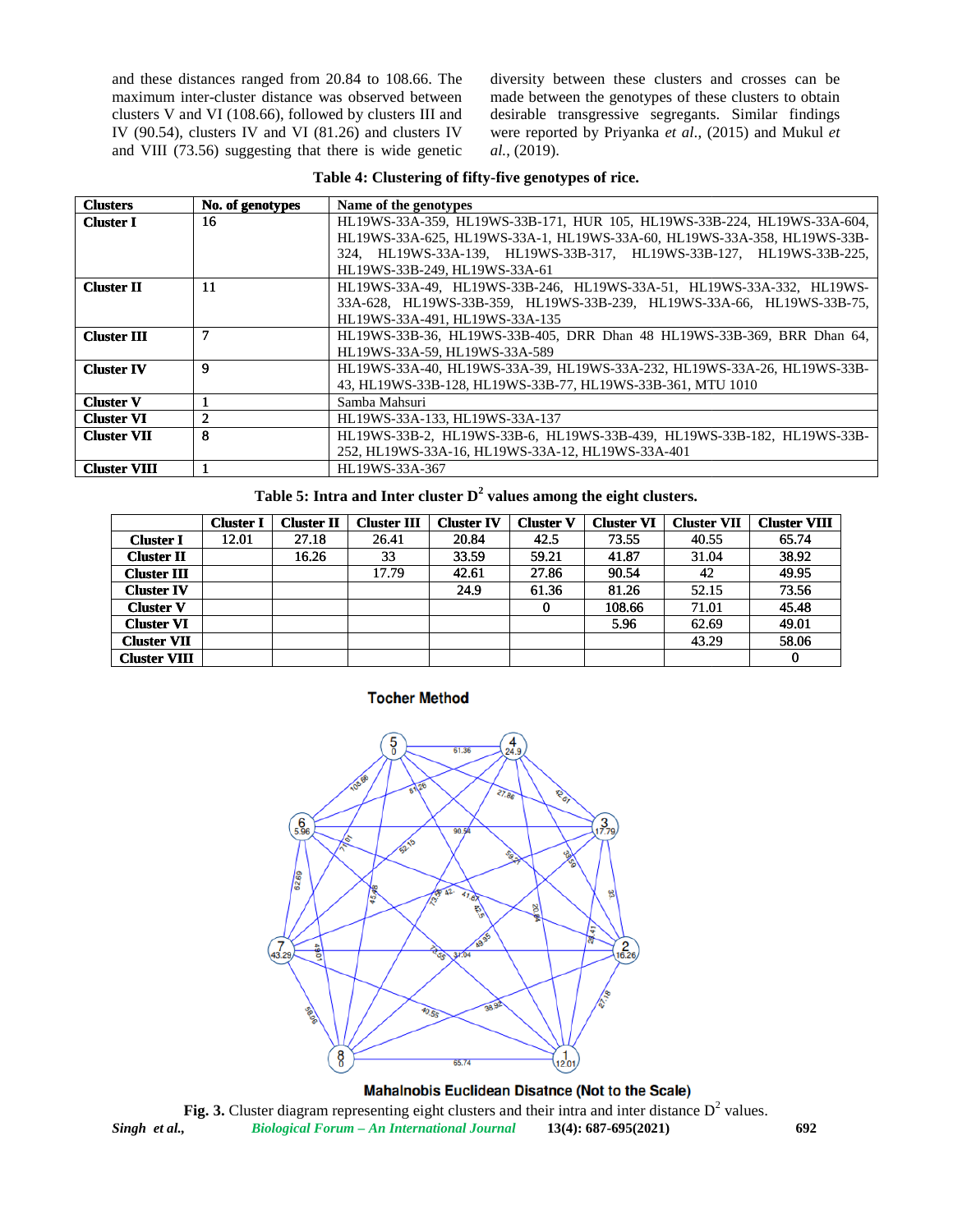and these distances ranged from 20.84 to 108.66. The maximum inter-cluster distance was observed between clusters V and VI (108.66), followed by clusters III and IV (90.54), clusters IV and VI (81.26) and clusters IV and VIII (73.56) suggesting that there is wide genetic diversity between these clusters and crosses can be made between the genotypes of these clusters to obtain desirable transgressive segregants. Similar findings were reported by Priyanka *et al*., (2015) and Mukul *et al.*, (2019).

**Table 4: Clustering of fifty-five genotypes of rice.**

| Clusters | No. of genotypes | Name of the genotypes |
|---|---|---|
| **Cluster I** | 16 | HL19WS-33A-359, HL19WS-33B-171, HUR 105, HL19WS-33B-224, HL19WS-33A-604, HL19WS-33A-625, HL19WS-33A-1, HL19WS-33A-60, HL19WS-33A-358, HL19WS-33B-324, HL19WS-33A-139, HL19WS-33B-317, HL19WS-33B-127, HL19WS-33B-225, HL19WS-33B-249, HL19WS-33A-61 |
| **Cluster II** | 11 | HL19WS-33A-49, HL19WS-33B-246, HL19WS-33A-51, HL19WS-33A-332, HL19WS-33A-628, HL19WS-33B-359, HL19WS-33B-239, HL19WS-33A-66, HL19WS-33B-75, HL19WS-33A-491, HL19WS-33A-135 |
| **Cluster III** | 7 | HL19WS-33B-36, HL19WS-33B-405, DRR Dhan 48 HL19WS-33B-369, BRR Dhan 64, HL19WS-33A-59, HL19WS-33A-589 |
| **Cluster IV** | 9 | HL19WS-33A-40, HL19WS-33A-39, HL19WS-33A-232, HL19WS-33A-26, HL19WS-33B-43, HL19WS-33B-128, HL19WS-33B-77, HL19WS-33B-361, MTU 1010 |
| **Cluster V** | 1 | Samba Mahsuri |
| **Cluster VI** | 2 | HL19WS-33A-133, HL19WS-33A-137 |
| **Cluster VII** | 8 | HL19WS-33B-2, HL19WS-33B-6, HL19WS-33B-439, HL19WS-33B-182, HL19WS-33B-252, HL19WS-33A-16, HL19WS-33A-12, HL19WS-33A-401 |
| **Cluster VIII** | 1 | HL19WS-33A-367 |

**Table 5: Intra and Inter cluster $D^2$ values among the eight clusters.**

| | Cluster I | Cluster II | Cluster III | Cluster IV | Cluster V | Cluster VI | Cluster VII | Cluster VIII |
|---|---|---|---|---|---|---|---|---|
| **Cluster I** | 12.01 | 27.18 | 26.41 | 20.84 | 42.5 | 73.55 | 40.55 | 65.74 |
| **Cluster II** | | 16.26 | 33 | 33.59 | 59.21 | 41.87 | 31.04 | 38.92 |
| **Cluster III** | | | 17.79 | 42.61 | 27.86 | 90.54 | 42 | 49.95 |
| **Cluster IV** | | | | 24.9 | 61.36 | 81.26 | 52.15 | 73.56 |
| **Cluster V** | | | | | 0 | 108.66 | 71.01 | 45.48 |
| **Cluster VI** | | | | | | 5.96 | 62.69 | 49.01 |
| **Cluster VII** | | | | | | | 43.29 | 58.06 |
| **Cluster VIII** | | | | | | | | 0 |

**Fig. 3.** Cluster diagram representing eight clusters and their intra and inter distance $D^2$ values.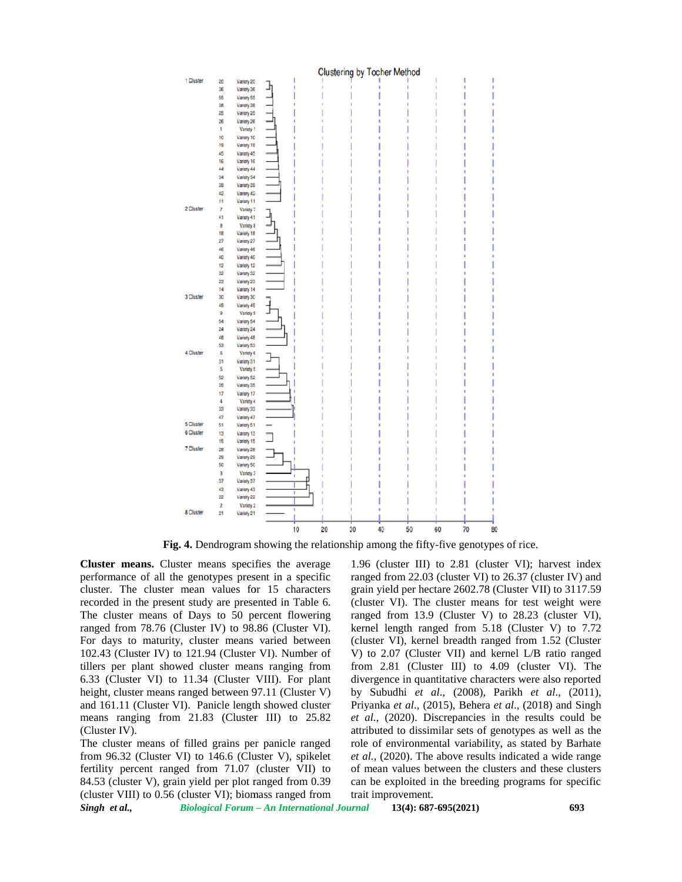**Fig. 4.** Dendrogram showing the relationship among the fifty-five genotypes of rice.

**Cluster means.** Cluster means specifies the average performance of all the genotypes present in a specific cluster. The cluster mean values for 15 characters recorded in the present study are presented in Table 6. The cluster means of Days to 50 percent flowering ranged from 78.76 (Cluster IV) to 98.86 (Cluster VI). For days to maturity, cluster means varied between 102.43 (Cluster IV) to 121.94 (Cluster VI). Number of tillers per plant showed cluster means ranging from 6.33 (Cluster VI) to 11.34 (Cluster VIII). For plant height, cluster means ranged between 97.11 (Cluster V) and 161.11 (Cluster VI). Panicle length showed cluster means ranging from 21.83 (Cluster III) to 25.82 (Cluster IV).

The cluster means of filled grains per panicle ranged from 96.32 (Cluster VI) to 146.6 (Cluster V), spikelet fertility percent ranged from 71.07 (cluster VII) to 84.53 (cluster V), grain yield per plot ranged from 0.39 (cluster VIII) to 0.56 (cluster VI); biomass ranged from 1.96 (cluster III) to 2.81 (cluster VI); harvest index ranged from 22.03 (cluster VI) to 26.37 (cluster IV) and grain yield per hectare 2602.78 (Cluster VII) to 3117.59 (cluster VI). The cluster means for test weight were ranged from 13.9 (Cluster V) to 28.23 (cluster VI), kernel length ranged from 5.18 (Cluster V) to 7.72 (cluster VI), kernel breadth ranged from 1.52 (Cluster V) to 2.07 (Cluster VII) and kernel L/B ratio ranged from 2.81 (Cluster III) to 4.09 (cluster VI). The divergence in quantitative characters were also reported by Subudhi *et al*., (2008), Parikh *et al*., (2011), Priyanka *et al*., (2015), Behera *et al*., (2018) and Singh *et al.*, (2020). Discrepancies in the results could be attributed to dissimilar sets of genotypes as well as the role of environmental variability, as stated by Barhate *et al.*, (2020). The above results indicated a wide range of mean values between the clusters and these clusters can be exploited in the breeding programs for specific trait improvement.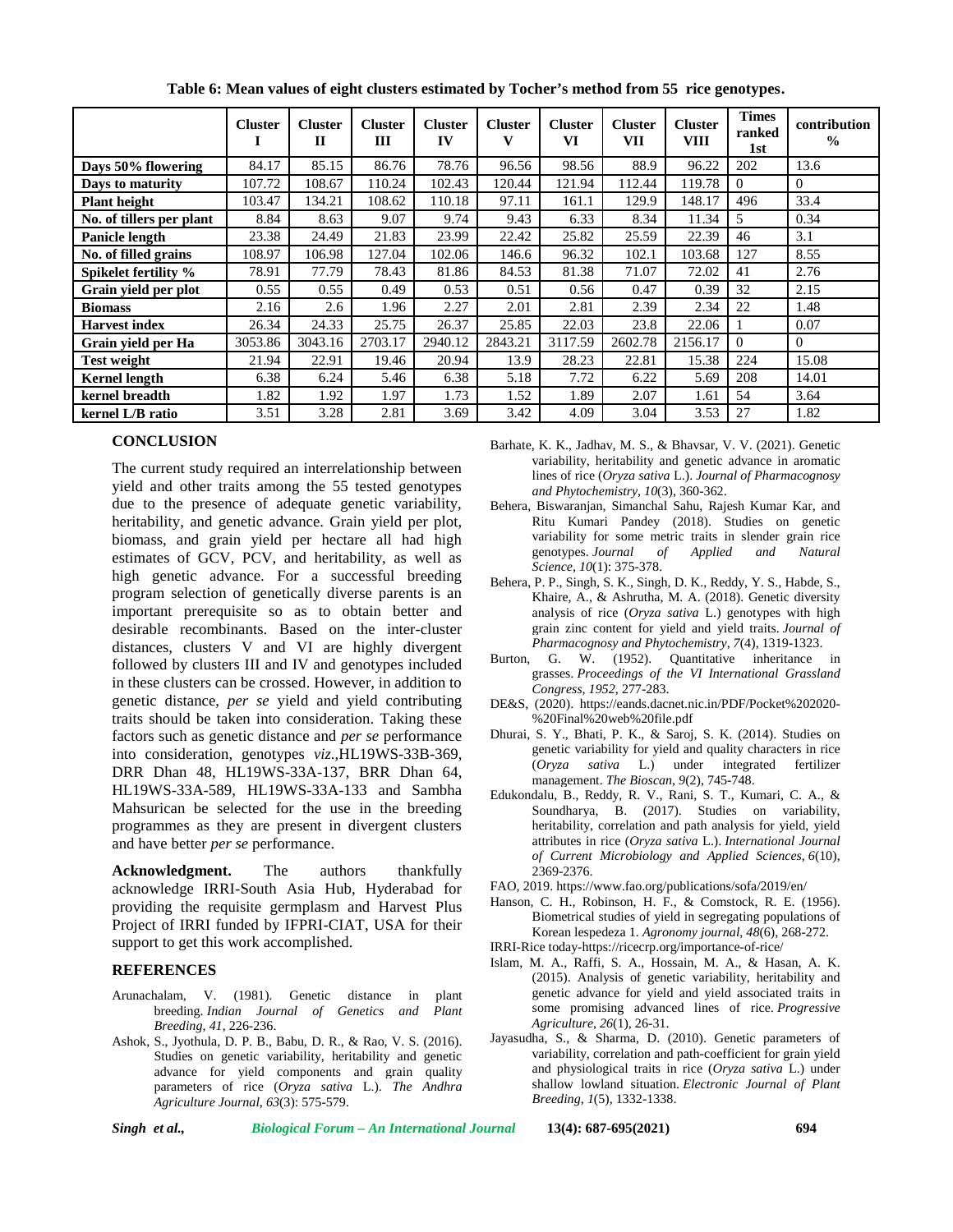**Table 6: Mean values of eight clusters estimated by Tocher's method from 55 rice genotypes.**

| | Cluster I | Cluster II | Cluster III | Cluster IV | Cluster V | Cluster VI | Cluster VII | Cluster VIII | Times ranked 1st | contribution % |
|---|---|---|---|---|---|---|---|---|---|---|
| **Days 50% flowering** | 84.17 | 85.15 | 86.76 | 78.76 | 96.56 | 98.56 | 88.9 | 96.22 | 202 | 13.6 |
| **Days to maturity** | 107.72 | 108.67 | 110.24 | 102.43 | 120.44 | 121.94 | 112.44 | 119.78 | 0 | 0 |
| **Plant height** | 103.47 | 134.21 | 108.62 | 110.18 | 97.11 | 161.1 | 129.9 | 148.17 | 496 | 33.4 |
| **No. of tillers per plant** | 8.84 | 8.63 | 9.07 | 9.74 | 9.43 | 6.33 | 8.34 | 11.34 | 5 | 0.34 |
| **Panicle length** | 23.38 | 24.49 | 21.83 | 23.99 | 22.42 | 25.82 | 25.59 | 22.39 | 46 | 3.1 |
| **No. of filled grains** | 108.97 | 106.98 | 127.04 | 102.06 | 146.6 | 96.32 | 102.1 | 103.68 | 127 | 8.55 |
| **Spikelet fertility %** | 78.91 | 77.79 | 78.43 | 81.86 | 84.53 | 81.38 | 71.07 | 72.02 | 41 | 2.76 |
| **Grain yield per plot** | 0.55 | 0.55 | 0.49 | 0.53 | 0.51 | 0.56 | 0.47 | 0.39 | 32 | 2.15 |
| **Biomass** | 2.16 | 2.6 | 1.96 | 2.27 | 2.01 | 2.81 | 2.39 | 2.34 | 22 | 1.48 |
| **Harvest index** | 26.34 | 24.33 | 25.75 | 26.37 | 25.85 | 22.03 | 23.8 | 22.06 | 1 | 0.07 |
| **Grain yield per Ha** | 3053.86 | 3043.16 | 2703.17 | 2940.12 | 2843.21 | 3117.59 | 2602.78 | 2156.17 | 0 | 0 |
| **Test weight** | 21.94 | 22.91 | 19.46 | 20.94 | 13.9 | 28.23 | 22.81 | 15.38 | 224 | 15.08 |
| **Kernel length** | 6.38 | 6.24 | 5.46 | 6.38 | 5.18 | 7.72 | 6.22 | 5.69 | 208 | 14.01 |
| **kernel breadth** | 1.82 | 1.92 | 1.97 | 1.73 | 1.52 | 1.89 | 2.07 | 1.61 | 54 | 3.64 |
| **kernel L/B ratio** | 3.51 | 3.28 | 2.81 | 3.69 | 3.42 | 4.09 | 3.04 | 3.53 | 27 | 1.82 |

## CONCLUSION

The current study required an interrelationship between yield and other traits among the 55 tested genotypes due to the presence of adequate genetic variability, heritability, and genetic advance. Grain yield per plot, biomass, and grain yield per hectare all had high estimates of GCV, PCV, and heritability, as well as high genetic advance. For a successful breeding program selection of genetically diverse parents is an important prerequisite so as to obtain better and desirable recombinants. Based on the inter-cluster distances, clusters V and VI are highly divergent followed by clusters III and IV and genotypes included in these clusters can be crossed. However, in addition to genetic distance, *per se* yield and yield contributing traits should be taken into consideration. Taking these factors such as genetic distance and *per se* performance into consideration, genotypes *viz*.,HL19WS-33B-369, DRR Dhan 48, HL19WS-33A-137, BRR Dhan 64, HL19WS-33A-589, HL19WS-33A-133 and Sambha Mahsurican be selected for the use in the breeding programmes as they are present in divergent clusters and have better *per se* performance.

**Acknowledgment.** The authors thankfully acknowledge IRRI-South Asia Hub, Hyderabad for providing the requisite germplasm and Harvest Plus Project of IRRI funded by IFPRI-CIAT, USA for their support to get this work accomplished.

## REFERENCES

Arunachalam, V. (1981). Genetic distance in plant breeding. *Indian Journal of Genetics and Plant Breeding, 41*, 226-236.

Ashok, S., Jyothula, D. P. B., Babu, D. R., & Rao, V. S. (2016). Studies on genetic variability, heritability and genetic advance for yield components and grain quality parameters of rice (*Oryza sativa* L.). *The Andhra Agriculture Journal, 63*(3): 575-579.

Barhate, K. K., Jadhav, M. S., & Bhavsar, V. V. (2021). Genetic variability, heritability and genetic advance in aromatic lines of rice (*Oryza sativa* L.). *Journal of Pharmacognosy and Phytochemistry*, *10*(3), 360-362.

Behera, Biswaranjan, Simanchal Sahu, Rajesh Kumar Kar, and Ritu Kumari Pandey (2018). Studies on genetic variability for some metric traits in slender grain rice genotypes. *Journal of Applied and Natural Science*, *10*(1): 375-378.

Behera, P. P., Singh, S. K., Singh, D. K., Reddy, Y. S., Habde, S., Khaire, A., & Ashrutha, M. A. (2018). Genetic diversity analysis of rice (*Oryza sativa* L.) genotypes with high grain zinc content for yield and yield traits. *Journal of Pharmacognosy and Phytochemistry*, *7*(4), 1319-1323.

Burton, G. W. (1952). Quantitative inheritance in grasses. *Proceedings of the VI International Grassland Congress, 1952*, 277-283.

DE&S, (2020). https://eands.dacnet.nic.in/PDF/Pocket%202020-%20Final%20web%20file.pdf

Dhurai, S. Y., Bhati, P. K., & Saroj, S. K. (2014). Studies on genetic variability for yield and quality characters in rice (*Oryza sativa* L.) under integrated fertilizer management. *The Bioscan*, *9*(2), 745-748.

Edukondalu, B., Reddy, R. V., Rani, S. T., Kumari, C. A., & Soundharya, B. (2017). Studies on variability, heritability, correlation and path analysis for yield, yield attributes in rice (*Oryza sativa* L.). *International Journal of Current Microbiology and Applied Sciences*, *6*(10), 2369-2376.

FAO, 2019. https://www.fao.org/publications/sofa/2019/en/

Hanson, C. H., Robinson, H. F., & Comstock, R. E. (1956). Biometrical studies of yield in segregating populations of Korean lespedeza 1. *Agronomy journal*, *48*(6), 268-272.

IRRI-Rice today-https://ricecrp.org/importance-of-rice/

Islam, M. A., Raffi, S. A., Hossain, M. A., & Hasan, A. K. (2015). Analysis of genetic variability, heritability and genetic advance for yield and yield associated traits in some promising advanced lines of rice. *Progressive Agriculture*, *26*(1), 26-31.

Jayasudha, S., & Sharma, D. (2010). Genetic parameters of variability, correlation and path-coefficient for grain yield and physiological traits in rice (*Oryza sativa* L.) under shallow lowland situation. *Electronic Journal of Plant Breeding*, *1*(5), 1332-1338.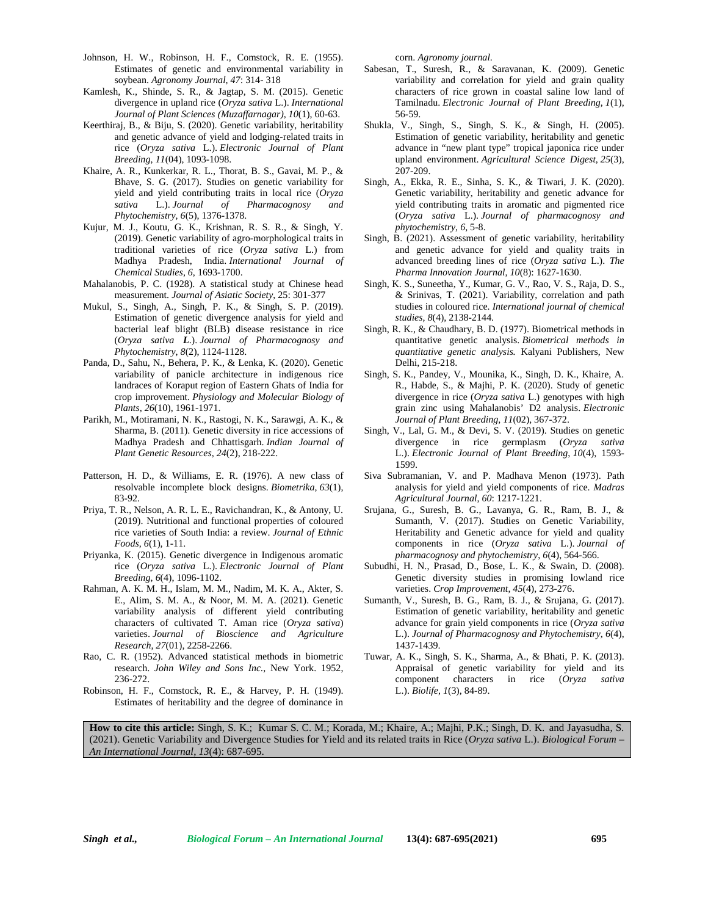Johnson, H. W., Robinson, H. F., Comstock, R. E. (1955). Estimates of genetic and environmental variability in soybean. *Agronomy Journal*, *47*: 314- 318

Kamlesh, K., Shinde, S. R., & Jagtap, S. M. (2015). Genetic divergence in upland rice (*Oryza sativa* L.). *International Journal of Plant Sciences (Muzaffarnagar)*, *10*(1), 60-63.

Keerthiraj, B., & Biju, S. (2020). Genetic variability, heritability and genetic advance of yield and lodging-related traits in rice (*Oryza sativa* L.). *Electronic Journal of Plant Breeding*, *11*(04), 1093-1098.

Khaire, A. R., Kunkerkar, R. L., Thorat, B. S., Gavai, M. P., & Bhave, S. G. (2017). Studies on genetic variability for yield and yield contributing traits in local rice (*Oryza sativa* L.). *Journal of Pharmacognosy and Phytochemistry*, *6*(5), 1376-1378.

Kujur, M. J., Koutu, G. K., Krishnan, R. S. R., & Singh, Y. (2019). Genetic variability of agro-morphological traits in traditional varieties of rice (*Oryza sativa* L.) from Madhya Pradesh, India. *International Journal of Chemical Studies*, *6*, 1693-1700.

Mahalanobis, P. C. (1928). A statistical study at Chinese head measurement. *Journal of Asiatic Society*, 25: 301-377

Mukul, S., Singh, A., Singh, P. K., & Singh, S. P. (2019). Estimation of genetic divergence analysis for yield and bacterial leaf blight (BLB) disease resistance in rice (*Oryza sativa **L***.). *Journal of Pharmacognosy and Phytochemistry*, *8*(2), 1124-1128.

Panda, D., Sahu, N., Behera, P. K., & Lenka, K. (2020). Genetic variability of panicle architecture in indigenous rice landraces of Koraput region of Eastern Ghats of India for crop improvement. *Physiology and Molecular Biology of Plants*, *26*(10), 1961-1971.

Parikh, M., Motiramani, N. K., Rastogi, N. K., Sarawgi, A. K., & Sharma, B. (2011). Genetic diversity in rice accessions of Madhya Pradesh and Chhattisgarh. *Indian Journal of Plant Genetic Resources*, *24*(2), 218-222.

Patterson, H. D., & Williams, E. R. (1976). A new class of resolvable incomplete block designs. *Biometrika*, *63*(1), 83-92.

Priya, T. R., Nelson, A. R. L. E., Ravichandran, K., & Antony, U. (2019). Nutritional and functional properties of coloured rice varieties of South India: a review. *Journal of Ethnic Foods*, *6*(1), 1-11.

Priyanka, K. (2015). Genetic divergence in Indigenous aromatic rice (*Oryza sativa* L.). *Electronic Journal of Plant Breeding*, *6*(4), 1096-1102.

Rahman, A. K. M. H., Islam, M. M., Nadim, M. K. A., Akter, S. E., Alim, S. M. A., & Noor, M. M. A. (2021). Genetic variability analysis of different yield contributing characters of cultivated T. Aman rice (*Oryza sativa*) varieties. *Journal of Bioscience and Agriculture Research*, *27*(01), 2258-2266.

Rao, C. R. (1952). Advanced statistical methods in biometric research. *John Wiley and Sons Inc.*, New York. 1952, 236-272.

Robinson, H. F., Comstock, R. E., & Harvey, P. H. (1949). Estimates of heritability and the degree of dominance in corn. *Agronomy journal*.

Sabesan, T., Suresh, R., & Saravanan, K. (2009). Genetic variability and correlation for yield and grain quality characters of rice grown in coastal saline low land of Tamilnadu. *Electronic Journal of Plant Breeding*, *1*(1), 56-59.

Shukla, V., Singh, S., Singh, S. K., & Singh, H. (2005). Estimation of genetic variability, heritability and genetic advance in "new plant type" tropical japonica rice under upland environment. *Agricultural Science Digest*, *25*(3), 207-209.

Singh, A., Ekka, R. E., Sinha, S. K., & Tiwari, J. K. (2020). Genetic variability, heritability and genetic advance for yield contributing traits in aromatic and pigmented rice (*Oryza sativa* L.). *Journal of pharmacognosy and phytochemistry*, *6*, 5-8.

Singh, B. (2021). Assessment of genetic variability, heritability and genetic advance for yield and quality traits in advanced breeding lines of rice (*Oryza sativa* L.). *The Pharma Innovation Journal*, *10*(8): 1627-1630.

Singh, K. S., Suneetha, Y., Kumar, G. V., Rao, V. S., Raja, D. S., & Srinivas, T. (2021). Variability, correlation and path studies in coloured rice. *International journal of chemical studies*, *8*(4), 2138-2144.

Singh, R. K., & Chaudhary, B. D. (1977). Biometrical methods in quantitative genetic analysis. *Biometrical methods in quantitative genetic analysis.* Kalyani Publishers, New Delhi, 215-218.

Singh, S. K., Pandey, V., Mounika, K., Singh, D. K., Khaire, A. R., Habde, S., & Majhi, P. K. (2020). Study of genetic divergence in rice (*Oryza sativa* L.) genotypes with high grain zinc using Mahalanobis' D2 analysis. *Electronic Journal of Plant Breeding*, *11*(02), 367-372.

Singh, V., Lal, G. M., & Devi, S. V. (2019). Studies on genetic divergence in rice germplasm (*Oryza sativa* L.). *Electronic Journal of Plant Breeding*, *10*(4), 1593-1599.

Siva Subramanian, V. and P. Madhava Menon (1973). Path analysis for yield and yield components of rice. *Madras Agricultural Journal*, *60*: 1217-1221.

Srujana, G., Suresh, B. G., Lavanya, G. R., Ram, B. J., & Sumanth, V. (2017). Studies on Genetic Variability, Heritability and Genetic advance for yield and quality components in rice (*Oryza sativa* L.). *Journal of pharmacognosy and phytochemistry*, *6*(4), 564-566.

Subudhi, H. N., Prasad, D., Bose, L. K., & Swain, D. (2008). Genetic diversity studies in promising lowland rice varieties. *Crop Improvement*, *45*(4), 273-276.

Sumanth, V., Suresh, B. G., Ram, B. J., & Srujana, G. (2017). Estimation of genetic variability, heritability and genetic advance for grain yield components in rice (*Oryza sativa* L.). *Journal of Pharmacognosy and Phytochemistry*, *6*(4), 1437-1439.

Tuwar, A. K., Singh, S. K., Sharma, A., & Bhati, P. K. (2013). Appraisal of genetic variability for yield and its component characters in rice (*Oryza sativa* L.). *Biolife*, *1*(3), 84-89.

**How to cite this article:** Singh, S. K.; Kumar S. C. M.; Korada, M.; Khaire, A.; Majhi, P.K.; Singh, D. K. and Jayasudha, S. (2021). Genetic Variability and Divergence Studies for Yield and its related traits in Rice (*Oryza sativa* L.). *Biological Forum – An International Journal*, *13*(4): 687-695.